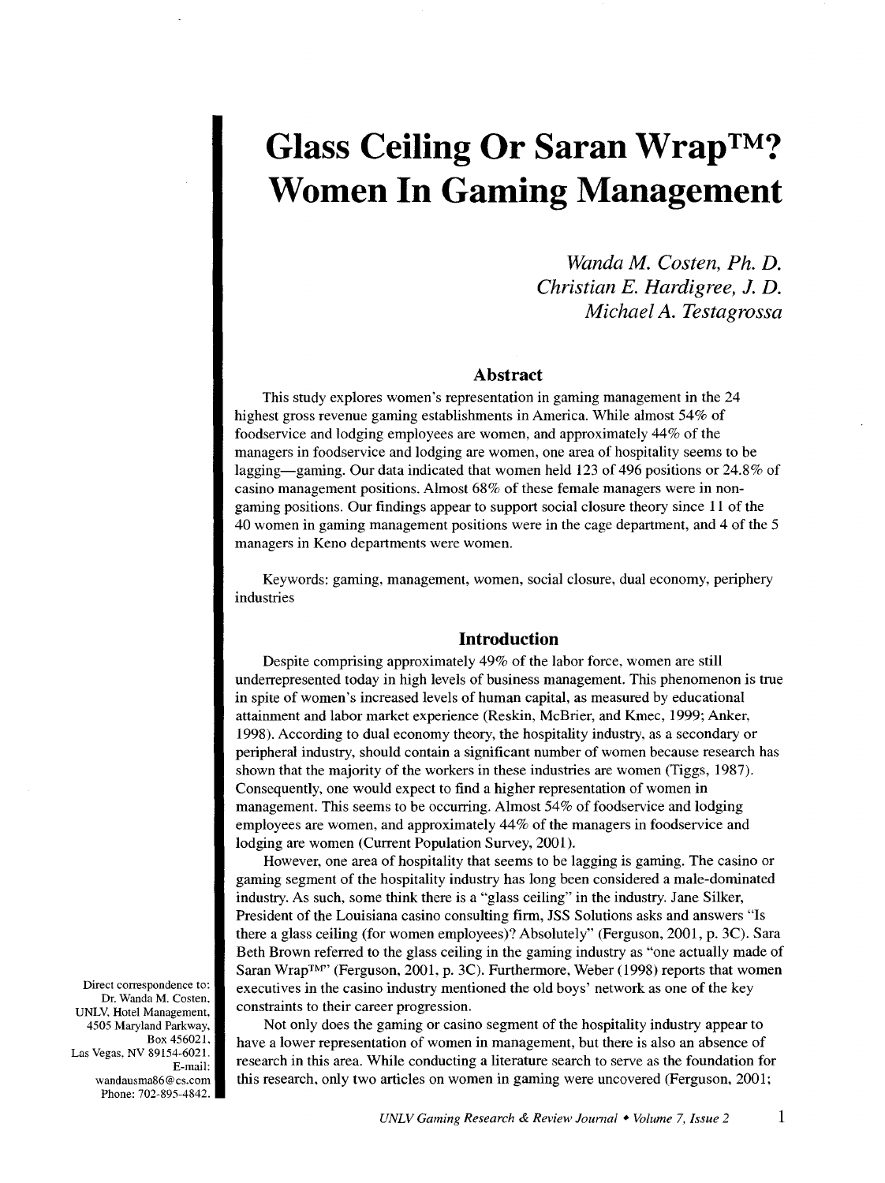# Glass Ceiling Or Saran Wrap™? Women In Gaming Management

*Wanda M. Costen, Ph. D.*
*Christian E. Hardigree, J. D.*
*Michael A. Testagrossa*

## Abstract

This study explores women's representation in gaming management in the 24 highest gross revenue gaming establishments in America. While almost 54% of foodservice and lodging employees are women, and approximately 44% of the managers in foodservice and lodging are women, one area of hospitality seems to be lagging—gaming. Our data indicated that women held 123 of 496 positions or 24.8% of casino management positions. Almost 68% of these female managers were in non-gaming positions. Our findings appear to support social closure theory since 11 of the 40 women in gaming management positions were in the cage department, and 4 of the 5 managers in Keno departments were women.

Keywords: gaming, management, women, social closure, dual economy, periphery industries

## Introduction

Despite comprising approximately 49% of the labor force, women are still underrepresented today in high levels of business management. This phenomenon is true in spite of women's increased levels of human capital, as measured by educational attainment and labor market experience (Reskin, McBrier, and Kmec, 1999; Anker, 1998). According to dual economy theory, the hospitality industry, as a secondary or peripheral industry, should contain a significant number of women because research has shown that the majority of the workers in these industries are women (Tiggs, 1987). Consequently, one would expect to find a higher representation of women in management. This seems to be occurring. Almost 54% of foodservice and lodging employees are women, and approximately 44% of the managers in foodservice and lodging are women (Current Population Survey, 2001).

However, one area of hospitality that seems to be lagging is gaming. The casino or gaming segment of the hospitality industry has long been considered a male-dominated industry. As such, some think there is a "glass ceiling" in the industry. Jane Silker, President of the Louisiana casino consulting firm, JSS Solutions asks and answers "Is there a glass ceiling (for women employees)? Absolutely" (Ferguson, 2001, p. 3C). Sara Beth Brown referred to the glass ceiling in the gaming industry as "one actually made of Saran Wrap™" (Ferguson, 2001, p. 3C). Furthermore, Weber (1998) reports that women executives in the casino industry mentioned the old boys' network as one of the key constraints to their career progression.

Not only does the gaming or casino segment of the hospitality industry appear to have a lower representation of women in management, but there is also an absence of research in this area. While conducting a literature search to serve as the foundation for this research, only two articles on women in gaming were uncovered (Ferguson, 2001;

Direct correspondence to: Dr. Wanda M. Costen, UNLV, Hotel Management, 4505 Maryland Parkway, Box 456021, Las Vegas, NV 89154-6021. E-mail: wandausma86@cs.com Phone: 702-895-4842.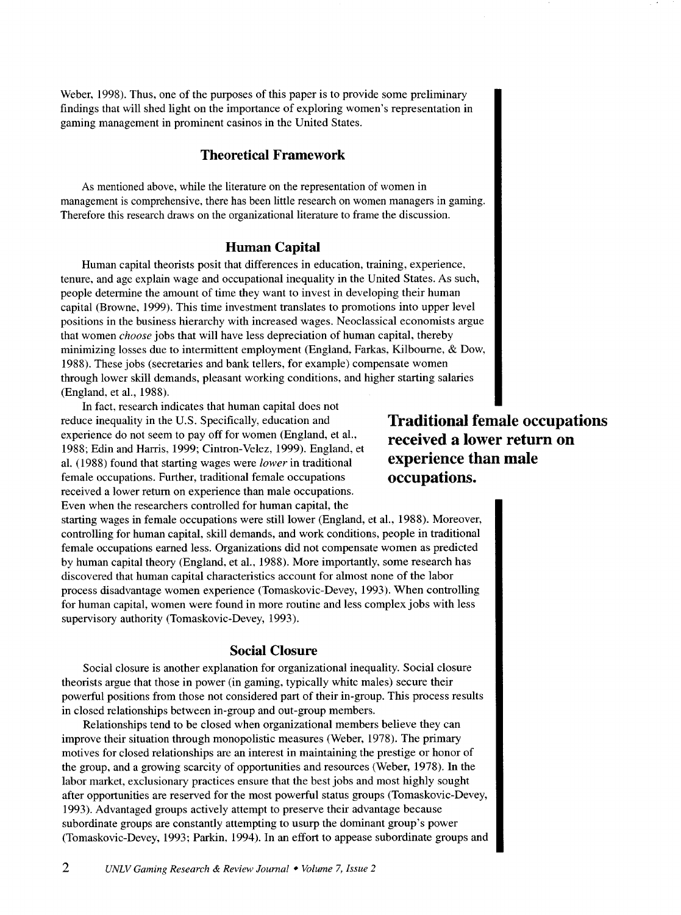Weber, 1998). Thus, one of the purposes of this paper is to provide some preliminary findings that will shed light on the importance of exploring women's representation in gaming management in prominent casinos in the United States.

## Theoretical Framework

As mentioned above, while the literature on the representation of women in management is comprehensive, there has been little research on women managers in gaming. Therefore this research draws on the organizational literature to frame the discussion.

### Human Capital

Human capital theorists posit that differences in education, training, experience, tenure, and age explain wage and occupational inequality in the United States. As such, people determine the amount of time they want to invest in developing their human capital (Browne, 1999). This time investment translates to promotions into upper level positions in the business hierarchy with increased wages. Neoclassical economists argue that women *choose* jobs that will have less depreciation of human capital, thereby minimizing losses due to intermittent employment (England, Farkas, Kilbourne, & Dow, 1988). These jobs (secretaries and bank tellers, for example) compensate women through lower skill demands, pleasant working conditions, and higher starting salaries (England, et al., 1988).

In fact, research indicates that human capital does not reduce inequality in the U.S. Specifically, education and experience do not seem to pay off for women (England, et al., 1988; Edin and Harris, 1999; Cintron-Velez, 1999). England, et al. (1988) found that starting wages were *lower* in traditional female occupations. Further, traditional female occupations received a lower return on experience than male occupations. Even when the researchers controlled for human capital, the starting wages in female occupations were still lower (England, et al., 1988). Moreover, controlling for human capital, skill demands, and work conditions, people in traditional female occupations earned less. Organizations did not compensate women as predicted by human capital theory (England, et al., 1988). More importantly, some research has discovered that human capital characteristics account for almost none of the labor process disadvantage women experience (Tomaskovic-Devey, 1993). When controlling for human capital, women were found in more routine and less complex jobs with less supervisory authority (Tomaskovic-Devey, 1993).

**Traditional female occupations received a lower return on experience than male occupations.**

### Social Closure

Social closure is another explanation for organizational inequality. Social closure theorists argue that those in power (in gaming, typically white males) secure their powerful positions from those not considered part of their in-group. This process results in closed relationships between in-group and out-group members.

Relationships tend to be closed when organizational members believe they can improve their situation through monopolistic measures (Weber, 1978). The primary motives for closed relationships are an interest in maintaining the prestige or honor of the group, and a growing scarcity of opportunities and resources (Weber, 1978). In the labor market, exclusionary practices ensure that the best jobs and most highly sought after opportunities are reserved for the most powerful status groups (Tomaskovic-Devey, 1993). Advantaged groups actively attempt to preserve their advantage because subordinate groups are constantly attempting to usurp the dominant group's power (Tomaskovic-Devey, 1993; Parkin, 1994). In an effort to appease subordinate groups and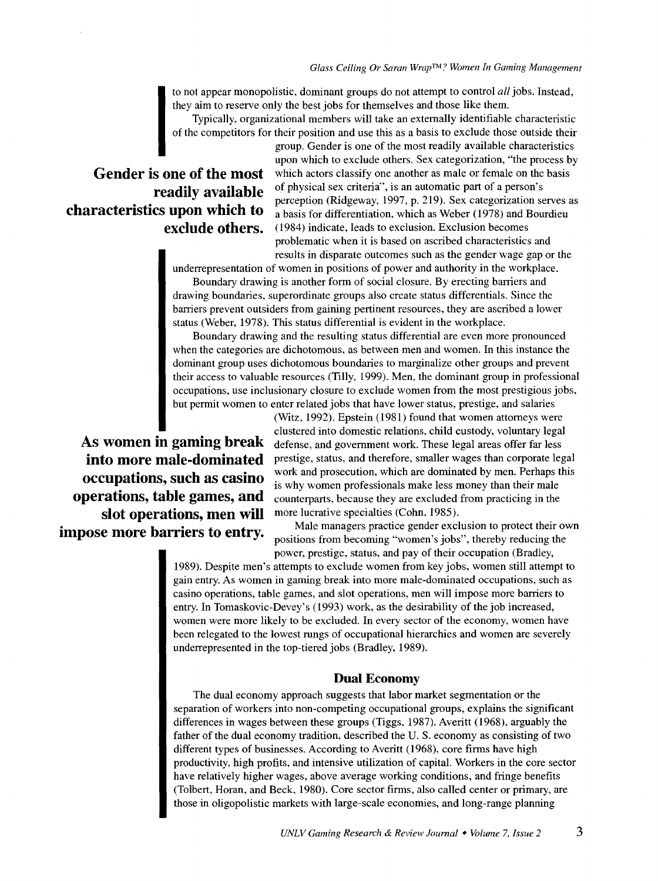to not appear monopolistic, dominant groups do not attempt to control *all* jobs. Instead, they aim to reserve only the best jobs for themselves and those like them.

Typically, organizational members will take an externally identifiable characteristic of the competitors for their position and use this as a basis to exclude those outside their group. Gender is one of the most readily available characteristics upon which to exclude others. Sex categorization, "the process by which actors classify one another as male or female on the basis of physical sex criteria", is an automatic part of a person's perception (Ridgeway, 1997, p. 219). Sex categorization serves as a basis for differentiation, which as Weber (1978) and Bourdieu (1984) indicate, leads to exclusion. Exclusion becomes problematic when it is based on ascribed characteristics and results in disparate outcomes such as the gender wage gap or the underrepresentation of women in positions of power and authority in the workplace.

**Gender is one of the most readily available characteristics upon which to exclude others.**

Boundary drawing is another form of social closure. By erecting barriers and drawing boundaries, superordinate groups also create status differentials. Since the barriers prevent outsiders from gaining pertinent resources, they are ascribed a lower status (Weber, 1978). This status differential is evident in the workplace.

Boundary drawing and the resulting status differential are even more pronounced when the categories are dichotomous, as between men and women. In this instance the dominant group uses dichotomous boundaries to marginalize other groups and prevent their access to valuable resources (Tilly, 1999). Men, the dominant group in professional occupations, use inclusionary closure to exclude women from the most prestigious jobs, but permit women to enter related jobs that have lower status, prestige, and salaries (Witz, 1992). Epstein (1981) found that women attorneys were clustered into domestic relations, child custody, voluntary legal defense, and government work. These legal areas offer far less prestige, status, and therefore, smaller wages than corporate legal work and prosecution, which are dominated by men. Perhaps this is why women professionals make less money than their male counterparts, because they are excluded from practicing in the more lucrative specialties (Cohn, 1985).

**As women in gaming break into more male-dominated occupations, such as casino operations, table games, and slot operations, men will impose more barriers to entry.**

Male managers practice gender exclusion to protect their own positions from becoming "women's jobs", thereby reducing the power, prestige, status, and pay of their occupation (Bradley, 1989). Despite men's attempts to exclude women from key jobs, women still attempt to gain entry. As women in gaming break into more male-dominated occupations, such as casino operations, table games, and slot operations, men will impose more barriers to entry. In Tomaskovic-Devey's (1993) work, as the desirability of the job increased, women were more likely to be excluded. In every sector of the economy, women have been relegated to the lowest rungs of occupational hierarchies and women are severely underrepresented in the top-tiered jobs (Bradley, 1989).

### Dual Economy

The dual economy approach suggests that labor market segmentation or the separation of workers into non-competing occupational groups, explains the significant differences in wages between these groups (Tiggs, 1987). Averitt (1968), arguably the father of the dual economy tradition, described the U. S. economy as consisting of two different types of businesses. According to Averitt (1968), core firms have high productivity, high profits, and intensive utilization of capital. Workers in the core sector have relatively higher wages, above average working conditions, and fringe benefits (Tolbert, Horan, and Beck, 1980). Core sector firms, also called center or primary, are those in oligopolistic markets with large-scale economies, and long-range planning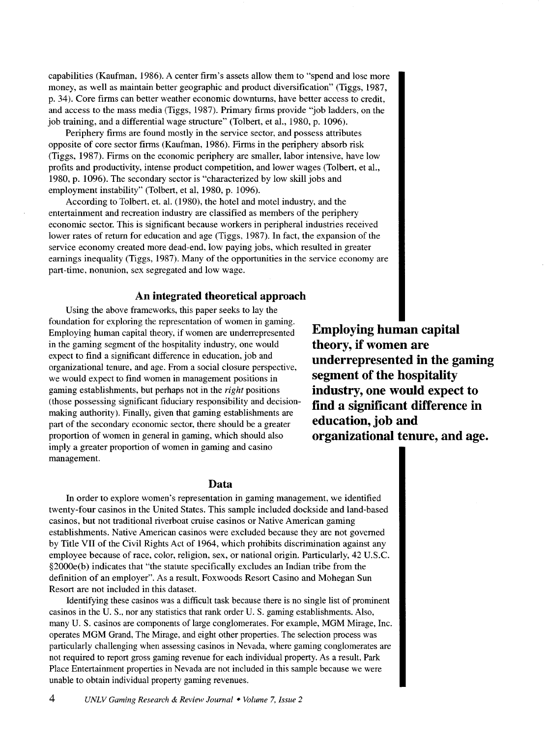capabilities (Kaufman, 1986). A center firm's assets allow them to "spend and lose more money, as well as maintain better geographic and product diversification" (Tiggs, 1987, p. 34). Core firms can better weather economic downturns, have better access to credit, and access to the mass media (Tiggs, 1987). Primary firms provide "job ladders, on the job training, and a differential wage structure" (Tolbert, et al., 1980, p. 1096).

Periphery firms are found mostly in the service sector, and possess attributes opposite of core sector firms (Kaufman, 1986). Firms in the periphery absorb risk (Tiggs, 1987). Firms on the economic periphery are smaller, labor intensive, have low profits and productivity, intense product competition, and lower wages (Tolbert, et al., 1980, p. 1096). The secondary sector is "characterized by low skill jobs and employment instability" (Tolbert, et al, 1980, p. 1096).

According to Tolbert, et. al. (1980), the hotel and motel industry, and the entertainment and recreation industry are classified as members of the periphery economic sector. This is significant because workers in peripheral industries received lower rates of return for education and age (Tiggs, 1987). In fact, the expansion of the service economy created more dead-end, low paying jobs, which resulted in greater earnings inequality (Tiggs, 1987). Many of the opportunities in the service economy are part-time, nonunion, sex segregated and low wage.

## An integrated theoretical approach

Using the above frameworks, this paper seeks to lay the foundation for exploring the representation of women in gaming. Employing human capital theory, if women are underrepresented in the gaming segment of the hospitality industry, one would expect to find a significant difference in education, job and organizational tenure, and age. From a social closure perspective, we would expect to find women in management positions in gaming establishments, but perhaps not in the *right* positions (those possessing significant fiduciary responsibility and decision-making authority). Finally, given that gaming establishments are part of the secondary economic sector, there should be a greater proportion of women in general in gaming, which should also imply a greater proportion of women in gaming and casino management.

**Employing human capital theory, if women are underrepresented in the gaming segment of the hospitality industry, one would expect to find a significant difference in education, job and organizational tenure, and age.**

## Data

In order to explore women's representation in gaming management, we identified twenty-four casinos in the United States. This sample included dockside and land-based casinos, but not traditional riverboat cruise casinos or Native American gaming establishments. Native American casinos were excluded because they are not governed by Title VII of the Civil Rights Act of 1964, which prohibits discrimination against any employee because of race, color, religion, sex, or national origin. Particularly, 42 U.S.C. §2000e(b) indicates that "the statute specifically excludes an Indian tribe from the definition of an employer". As a result, Foxwoods Resort Casino and Mohegan Sun Resort are not included in this dataset.

Identifying these casinos was a difficult task because there is no single list of prominent casinos in the U. S., nor any statistics that rank order U. S. gaming establishments. Also, many U. S. casinos are components of large conglomerates. For example, MGM Mirage, Inc. operates MGM Grand, The Mirage, and eight other properties. The selection process was particularly challenging when assessing casinos in Nevada, where gaming conglomerates are not required to report gross gaming revenue for each individual property. As a result, Park Place Entertainment properties in Nevada are not included in this sample because we were unable to obtain individual property gaming revenues.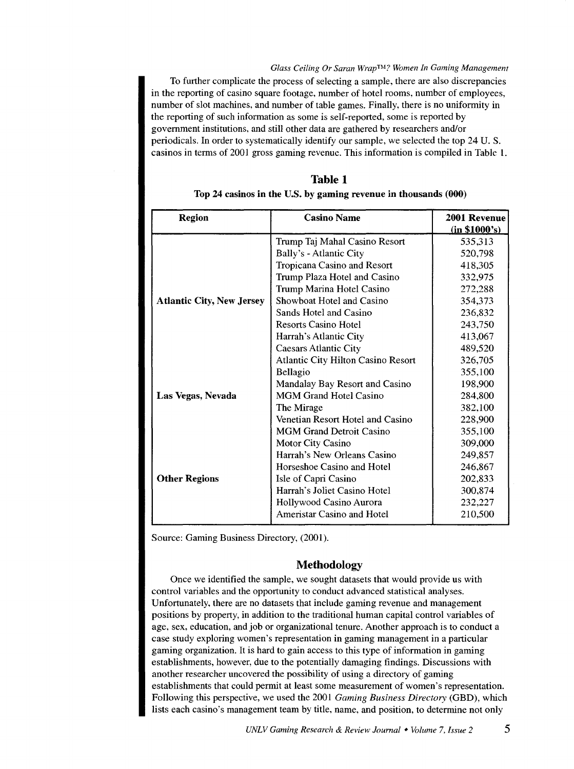To further complicate the process of selecting a sample, there are also discrepancies in the reporting of casino square footage, number of hotel rooms, number of employees, number of slot machines, and number of table games. Finally, there is no uniformity in the reporting of such information as some is self-reported, some is reported by government institutions, and still other data are gathered by researchers and/or periodicals. In order to systematically identify our sample, we selected the top 24 U. S. casinos in terms of 2001 gross gaming revenue. This information is compiled in Table 1.

**Table 1**

**Top 24 casinos in the U.S. by gaming revenue in thousands (000)**

| Region | Casino Name | 2001 Revenue (in $1000's) |
|---|---|---|
| | Trump Taj Mahal Casino Resort | 535,313 |
| | Bally's - Atlantic City | 520,798 |
| | Tropicana Casino and Resort | 418,305 |
| | Trump Plaza Hotel and Casino | 332,975 |
| | Trump Marina Hotel Casino | 272,288 |
| **Atlantic City, New Jersey** | Showboat Hotel and Casino | 354,373 |
| | Sands Hotel and Casino | 236,832 |
| | Resorts Casino Hotel | 243,750 |
| | Harrah's Atlantic City | 413,067 |
| | Caesars Atlantic City | 489,520 |
| | Atlantic City Hilton Casino Resort | 326,705 |
| | Bellagio | 355,100 |
| | Mandalay Bay Resort and Casino | 198,900 |
| **Las Vegas, Nevada** | MGM Grand Hotel Casino | 284,800 |
| | The Mirage | 382,100 |
| | Venetian Resort Hotel and Casino | 228,900 |
| | MGM Grand Detroit Casino | 355,100 |
| | Motor City Casino | 309,000 |
| | Harrah's New Orleans Casino | 249,857 |
| | Horseshoe Casino and Hotel | 246,867 |
| **Other Regions** | Isle of Capri Casino | 202,833 |
| | Harrah's Joliet Casino Hotel | 300,874 |
| | Hollywood Casino Aurora | 232,227 |
| | Ameristar Casino and Hotel | 210,500 |

Source: Gaming Business Directory, (2001).

## Methodology

Once we identified the sample, we sought datasets that would provide us with control variables and the opportunity to conduct advanced statistical analyses. Unfortunately, there are no datasets that include gaming revenue and management positions by property, in addition to the traditional human capital control variables of age, sex, education, and job or organizational tenure. Another approach is to conduct a case study exploring women's representation in gaming management in a particular gaming organization. It is hard to gain access to this type of information in gaming establishments, however, due to the potentially damaging findings. Discussions with another researcher uncovered the possibility of using a directory of gaming establishments that could permit at least some measurement of women's representation. Following this perspective, we used the 2001 *Gaming Business Directory* (GBD), which lists each casino's management team by title, name, and position, to determine not only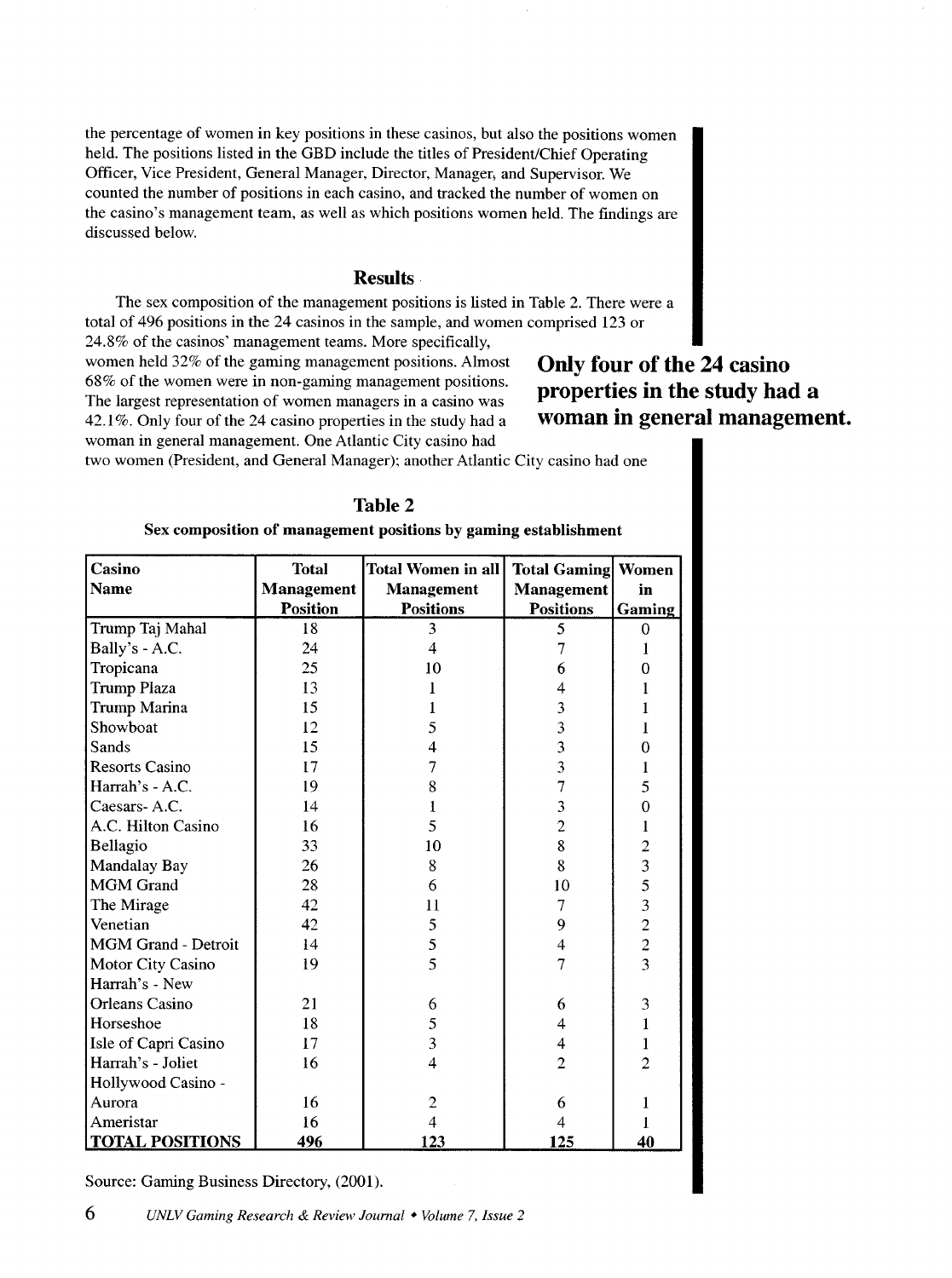the percentage of women in key positions in these casinos, but also the positions women held. The positions listed in the GBD include the titles of President/Chief Operating Officer, Vice President, General Manager, Director, Manager, and Supervisor. We counted the number of positions in each casino, and tracked the number of women on the casino's management team, as well as which positions women held. The findings are discussed below.

## Results

The sex composition of the management positions is listed in Table 2. There were a total of 496 positions in the 24 casinos in the sample, and women comprised 123 or 24.8% of the casinos' management teams. More specifically, women held 32% of the gaming management positions. Almost 68% of the women were in non-gaming management positions. The largest representation of women managers in a casino was 42.1%. Only four of the 24 casino properties in the study had a woman in general management. One Atlantic City casino had two women (President, and General Manager); another Atlantic City casino had one

**Only four of the 24 casino properties in the study had a woman in general management.**

**Table 2**

**Sex composition of management positions by gaming establishment**

| Casino Name | Total Management Position | Total Women in all Management Positions | Total Gaming Management Positions | Women in Gaming |
|---|---|---|---|---|
| Trump Taj Mahal | 18 | 3 | 5 | 0 |
| Bally's - A.C. | 24 | 4 | 7 | 1 |
| Tropicana | 25 | 10 | 6 | 0 |
| Trump Plaza | 13 | 1 | 4 | 1 |
| Trump Marina | 15 | 1 | 3 | 1 |
| Showboat | 12 | 5 | 3 | 1 |
| Sands | 15 | 4 | 3 | 0 |
| Resorts Casino | 17 | 7 | 3 | 1 |
| Harrah's - A.C. | 19 | 8 | 7 | 5 |
| Caesars- A.C. | 14 | 1 | 3 | 0 |
| A.C. Hilton Casino | 16 | 5 | 2 | 1 |
| Bellagio | 33 | 10 | 8 | 2 |
| Mandalay Bay | 26 | 8 | 8 | 3 |
| MGM Grand | 28 | 6 | 10 | 5 |
| The Mirage | 42 | 11 | 7 | 3 |
| Venetian | 42 | 5 | 9 | 2 |
| MGM Grand - Detroit | 14 | 5 | 4 | 2 |
| Motor City Casino | 19 | 5 | 7 | 3 |
| Harrah's - New Orleans Casino | 21 | 6 | 6 | 3 |
| Horseshoe | 18 | 5 | 4 | 1 |
| Isle of Capri Casino | 17 | 3 | 4 | 1 |
| Harrah's - Joliet | 16 | 4 | 2 | 2 |
| Hollywood Casino - Aurora | 16 | 2 | 6 | 1 |
| Ameristar | 16 | 4 | 4 | 1 |
| **TOTAL POSITIONS** | **496** | **123** | **125** | **40** |

Source: Gaming Business Directory, (2001).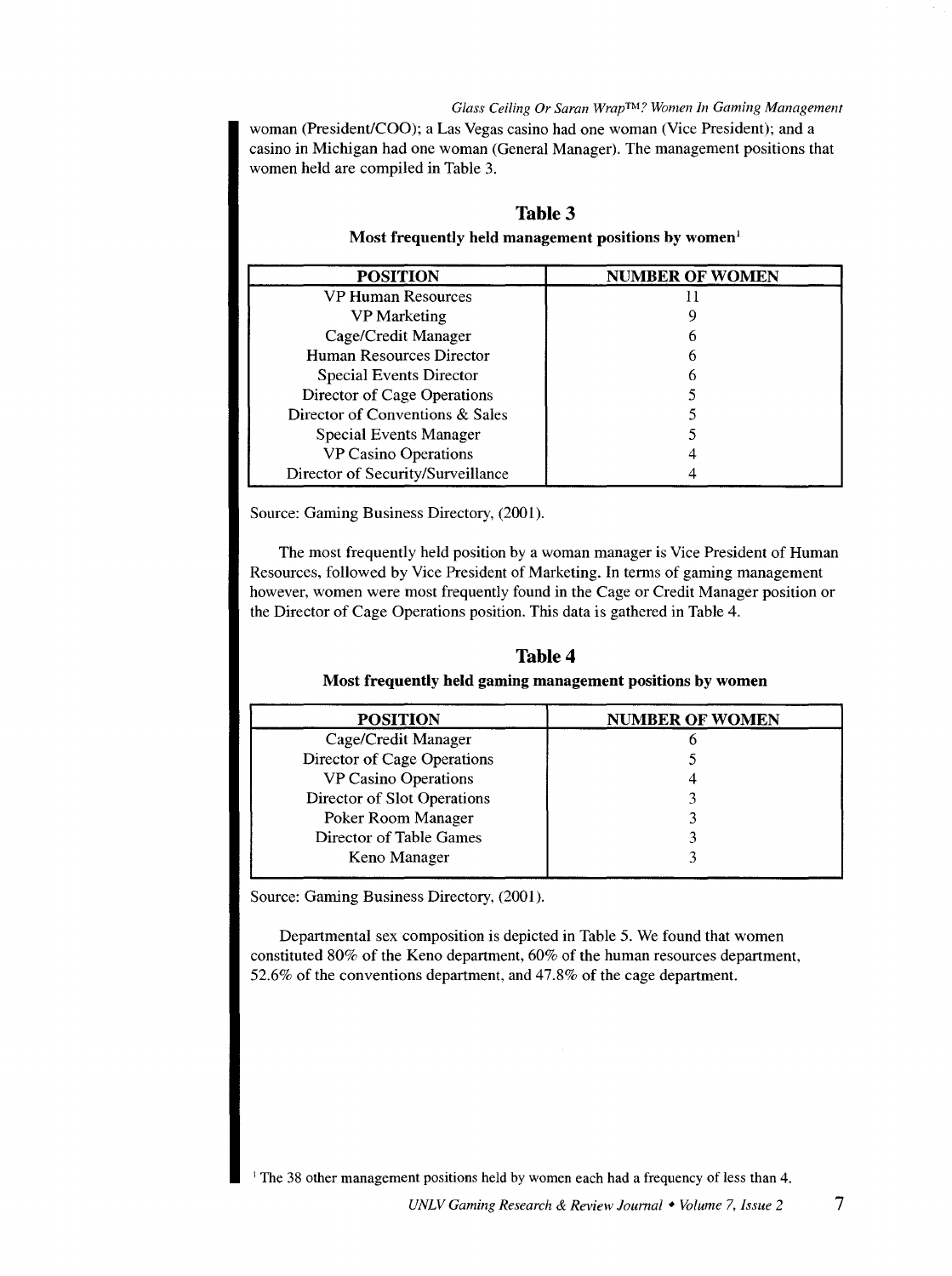woman (President/COO); a Las Vegas casino had one woman (Vice President); and a casino in Michigan had one woman (General Manager). The management positions that women held are compiled in Table 3.

**Table 3**

**Most frequently held management positions by women[1]**

| POSITION | NUMBER OF WOMEN |
|---|---|
| VP Human Resources | 11 |
| VP Marketing | 9 |
| Cage/Credit Manager | 6 |
| Human Resources Director | 6 |
| Special Events Director | 6 |
| Director of Cage Operations | 5 |
| Director of Conventions & Sales | 5 |
| Special Events Manager | 5 |
| VP Casino Operations | 4 |
| Director of Security/Surveillance | 4 |

Source: Gaming Business Directory, (2001).

The most frequently held position by a woman manager is Vice President of Human Resources, followed by Vice President of Marketing. In terms of gaming management however, women were most frequently found in the Cage or Credit Manager position or the Director of Cage Operations position. This data is gathered in Table 4.

**Table 4**

**Most frequently held gaming management positions by women**

| POSITION | NUMBER OF WOMEN |
|---|---|
| Cage/Credit Manager | 6 |
| Director of Cage Operations | 5 |
| VP Casino Operations | 4 |
| Director of Slot Operations | 3 |
| Poker Room Manager | 3 |
| Director of Table Games | 3 |
| Keno Manager | 3 |

Source: Gaming Business Directory, (2001).

Departmental sex composition is depicted in Table 5. We found that women constituted 80% of the Keno department, 60% of the human resources department, 52.6% of the conventions department, and 47.8% of the cage department.

[1] The 38 other management positions held by women each had a frequency of less than 4.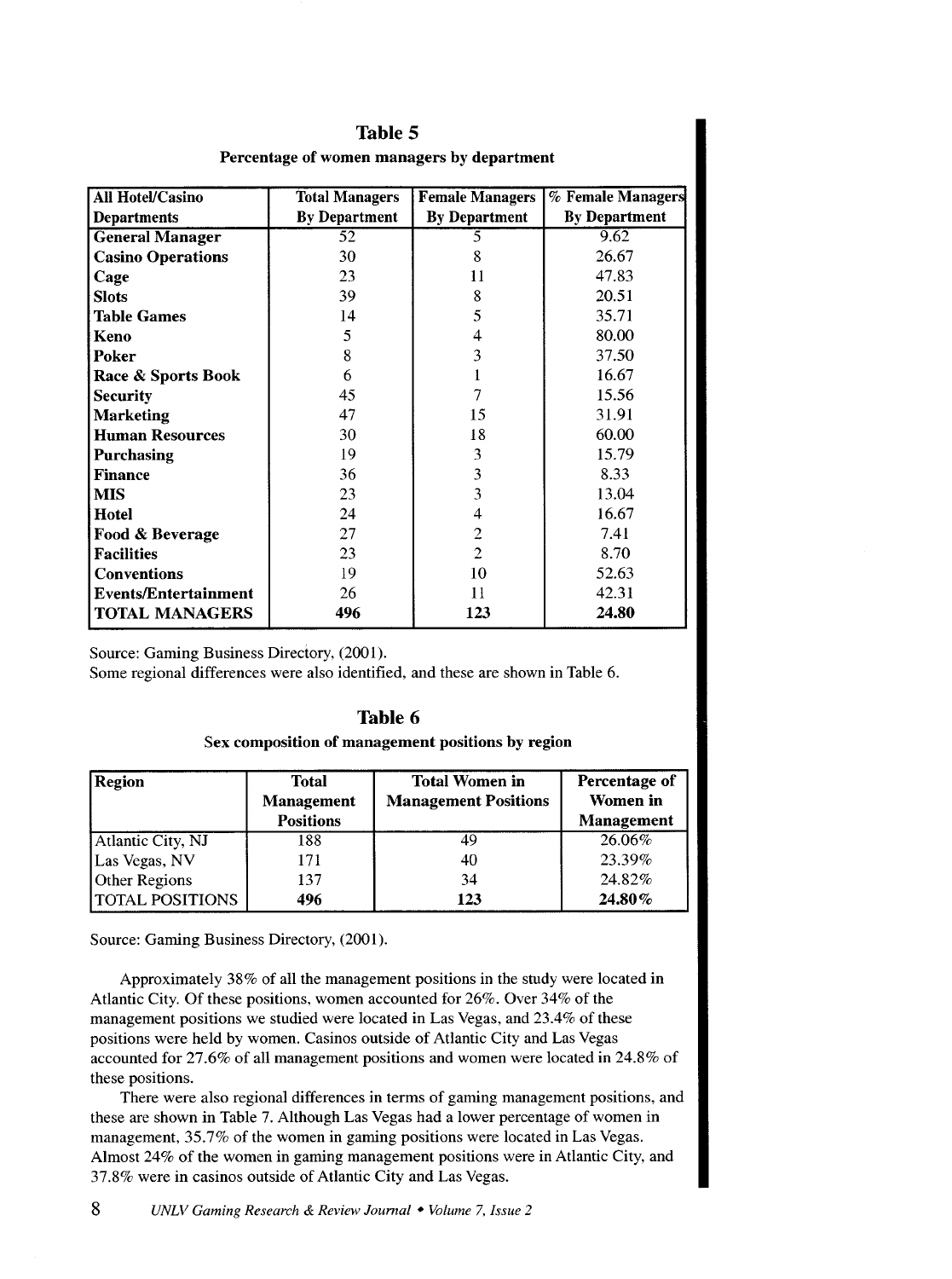## Table 5

**Percentage of women managers by department**

| All Hotel/Casino Departments | Total Managers By Department | Female Managers By Department | % Female Managers By Department |
|---|---|---|---|
| **General Manager** | 52 | 5 | 9.62 |
| **Casino Operations** | 30 | 8 | 26.67 |
| **Cage** | 23 | 11 | 47.83 |
| **Slots** | 39 | 8 | 20.51 |
| **Table Games** | 14 | 5 | 35.71 |
| **Keno** | 5 | 4 | 80.00 |
| **Poker** | 8 | 3 | 37.50 |
| **Race & Sports Book** | 6 | 1 | 16.67 |
| **Security** | 45 | 7 | 15.56 |
| **Marketing** | 47 | 15 | 31.91 |
| **Human Resources** | 30 | 18 | 60.00 |
| **Purchasing** | 19 | 3 | 15.79 |
| **Finance** | 36 | 3 | 8.33 |
| **MIS** | 23 | 3 | 13.04 |
| **Hotel** | 24 | 4 | 16.67 |
| **Food & Beverage** | 27 | 2 | 7.41 |
| **Facilities** | 23 | 2 | 8.70 |
| **Conventions** | 19 | 10 | 52.63 |
| **Events/Entertainment** | 26 | 11 | 42.31 |
| **TOTAL MANAGERS** | **496** | **123** | **24.80** |

Source: Gaming Business Directory, (2001).

Some regional differences were also identified, and these are shown in Table 6.

## Table 6

**Sex composition of management positions by region**

| Region | Total Management Positions | Total Women in Management Positions | Percentage of Women in Management |
|---|---|---|---|
| Atlantic City, NJ | 188 | 49 | 26.06% |
| Las Vegas, NV | 171 | 40 | 23.39% |
| Other Regions | 137 | 34 | 24.82% |
| TOTAL POSITIONS | **496** | **123** | **24.80%** |

Source: Gaming Business Directory, (2001).

Approximately 38% of all the management positions in the study were located in Atlantic City. Of these positions, women accounted for 26%. Over 34% of the management positions we studied were located in Las Vegas, and 23.4% of these positions were held by women. Casinos outside of Atlantic City and Las Vegas accounted for 27.6% of all management positions and women were located in 24.8% of these positions.

There were also regional differences in terms of gaming management positions, and these are shown in Table 7. Although Las Vegas had a lower percentage of women in management, 35.7% of the women in gaming positions were located in Las Vegas. Almost 24% of the women in gaming management positions were in Atlantic City, and 37.8% were in casinos outside of Atlantic City and Las Vegas.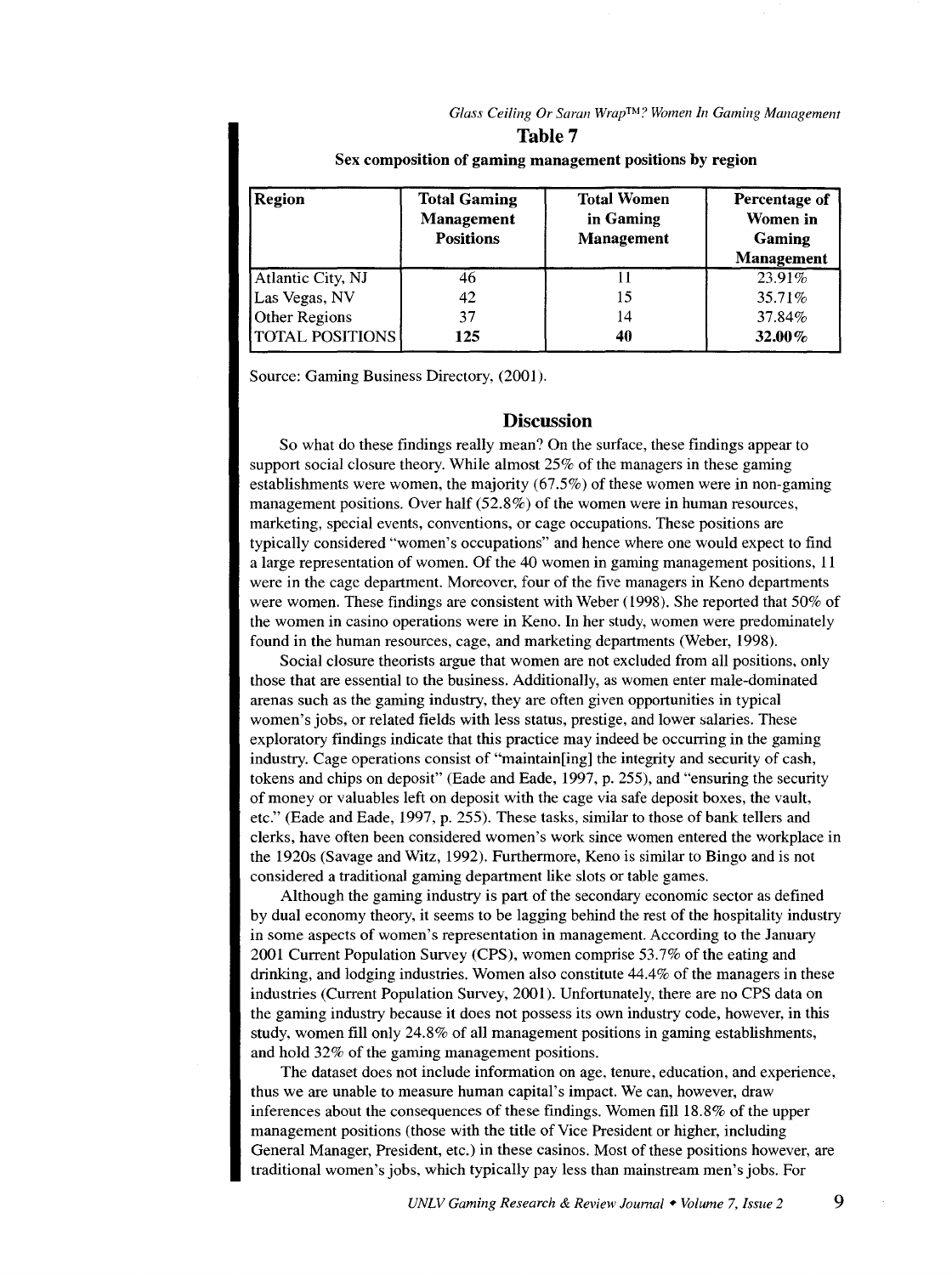**Table 7**

**Sex composition of gaming management positions by region**

| Region | Total Gaming Management Positions | Total Women in Gaming Management | Percentage of Women in Gaming Management |
|---|---|---|---|
| Atlantic City, NJ | 46 | 11 | 23.91% |
| Las Vegas, NV | 42 | 15 | 35.71% |
| Other Regions | 37 | 14 | 37.84% |
| TOTAL POSITIONS | **125** | **40** | **32.00%** |

Source: Gaming Business Directory, (2001).

## Discussion

So what do these findings really mean? On the surface, these findings appear to support social closure theory. While almost 25% of the managers in these gaming establishments were women, the majority (67.5%) of these women were in non-gaming management positions. Over half (52.8%) of the women were in human resources, marketing, special events, conventions, or cage occupations. These positions are typically considered "women's occupations" and hence where one would expect to find a large representation of women. Of the 40 women in gaming management positions, 11 were in the cage department. Moreover, four of the five managers in Keno departments were women. These findings are consistent with Weber (1998). She reported that 50% of the women in casino operations were in Keno. In her study, women were predominately found in the human resources, cage, and marketing departments (Weber, 1998).

Social closure theorists argue that women are not excluded from all positions, only those that are essential to the business. Additionally, as women enter male-dominated arenas such as the gaming industry, they are often given opportunities in typical women's jobs, or related fields with less status, prestige, and lower salaries. These exploratory findings indicate that this practice may indeed be occurring in the gaming industry. Cage operations consist of "maintain[ing] the integrity and security of cash, tokens and chips on deposit" (Eade and Eade, 1997, p. 255), and "ensuring the security of money or valuables left on deposit with the cage via safe deposit boxes, the vault, etc." (Eade and Eade, 1997, p. 255). These tasks, similar to those of bank tellers and clerks, have often been considered women's work since women entered the workplace in the 1920s (Savage and Witz, 1992). Furthermore, Keno is similar to Bingo and is not considered a traditional gaming department like slots or table games.

Although the gaming industry is part of the secondary economic sector as defined by dual economy theory, it seems to be lagging behind the rest of the hospitality industry in some aspects of women's representation in management. According to the January 2001 Current Population Survey (CPS), women comprise 53.7% of the eating and drinking, and lodging industries. Women also constitute 44.4% of the managers in these industries (Current Population Survey, 2001). Unfortunately, there are no CPS data on the gaming industry because it does not possess its own industry code, however, in this study, women fill only 24.8% of all management positions in gaming establishments, and hold 32% of the gaming management positions.

The dataset does not include information on age, tenure, education, and experience, thus we are unable to measure human capital's impact. We can, however, draw inferences about the consequences of these findings. Women fill 18.8% of the upper management positions (those with the title of Vice President or higher, including General Manager, President, etc.) in these casinos. Most of these positions however, are traditional women's jobs, which typically pay less than mainstream men's jobs. For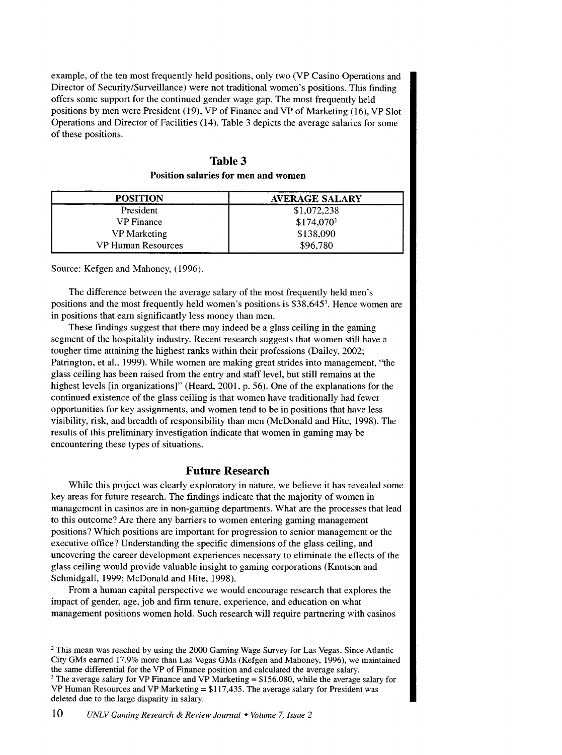example, of the ten most frequently held positions, only two (VP Casino Operations and Director of Security/Surveillance) were not traditional women's positions. This finding offers some support for the continued gender wage gap. The most frequently held positions by men were President (19), VP of Finance and VP of Marketing (16), VP Slot Operations and Director of Facilities (14). Table 3 depicts the average salaries for some of these positions.

**Table 3**

**Position salaries for men and women**

| POSITION | AVERAGE SALARY |
|---|---|
| President | $1,072,238 |
| VP Finance | $174,070[2] |
| VP Marketing | $138,090 |
| VP Human Resources | $96,780 |

Source: Kefgen and Mahoney, (1996).

The difference between the average salary of the most frequently held men's positions and the most frequently held women's positions is $38,645[3]. Hence women are in positions that earn significantly less money than men.

These findings suggest that there may indeed be a glass ceiling in the gaming segment of the hospitality industry. Recent research suggests that women still have a tougher time attaining the highest ranks within their professions (Dailey, 2002; Patrington, et al., 1999). While women are making great strides into management, "the glass ceiling has been raised from the entry and staff level, but still remains at the highest levels [in organizations]" (Heard, 2001, p. 56). One of the explanations for the continued existence of the glass ceiling is that women have traditionally had fewer opportunities for key assignments, and women tend to be in positions that have less visibility, risk, and breadth of responsibility than men (McDonald and Hite, 1998). The results of this preliminary investigation indicate that women in gaming may be encountering these types of situations.

## Future Research

While this project was clearly exploratory in nature, we believe it has revealed some key areas for future research. The findings indicate that the majority of women in management in casinos are in non-gaming departments. What are the processes that lead to this outcome? Are there any barriers to women entering gaming management positions? Which positions are important for progression to senior management or the executive office? Understanding the specific dimensions of the glass ceiling, and uncovering the career development experiences necessary to eliminate the effects of the glass ceiling would provide valuable insight to gaming corporations (Knutson and Schmidgall, 1999; McDonald and Hite, 1998).

From a human capital perspective we would encourage research that explores the impact of gender, age, job and firm tenure, experience, and education on what management positions women hold. Such research will require partnering with casinos

[2] This mean was reached by using the 2000 Gaming Wage Survey for Las Vegas. Since Atlantic City GMs earned 17.9% more than Las Vegas GMs (Kefgen and Mahoney, 1996), we maintained the same differential for the VP of Finance position and calculated the average salary.

[3] The average salary for VP Finance and VP Marketing = $156,080, while the average salary for VP Human Resources and VP Marketing = $117,435. The average salary for President was deleted due to the large disparity in salary.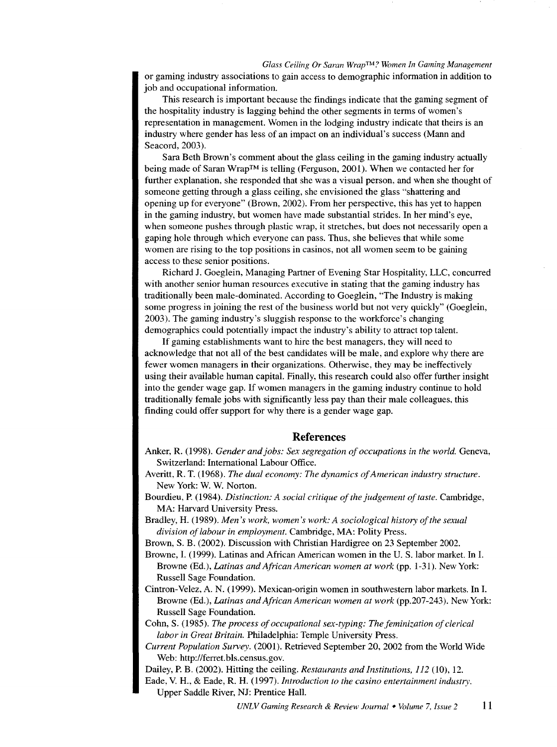or gaming industry associations to gain access to demographic information in addition to job and occupational information.

This research is important because the findings indicate that the gaming segment of the hospitality industry is lagging behind the other segments in terms of women's representation in management. Women in the lodging industry indicate that theirs is an industry where gender has less of an impact on an individual's success (Mann and Seacord, 2003).

Sara Beth Brown's comment about the glass ceiling in the gaming industry actually being made of Saran Wrap™ is telling (Ferguson, 2001). When we contacted her for further explanation, she responded that she was a visual person, and when she thought of someone getting through a glass ceiling, she envisioned the glass "shattering and opening up for everyone" (Brown, 2002). From her perspective, this has yet to happen in the gaming industry, but women have made substantial strides. In her mind's eye, when someone pushes through plastic wrap, it stretches, but does not necessarily open a gaping hole through which everyone can pass. Thus, she believes that while some women are rising to the top positions in casinos, not all women seem to be gaining access to these senior positions.

Richard J. Goeglein, Managing Partner of Evening Star Hospitality, LLC, concurred with another senior human resources executive in stating that the gaming industry has traditionally been male-dominated. According to Goeglein, "The Industry is making some progress in joining the rest of the business world but not very quickly" (Goeglein, 2003). The gaming industry's sluggish response to the workforce's changing demographics could potentially impact the industry's ability to attract top talent.

If gaming establishments want to hire the best managers, they will need to acknowledge that not all of the best candidates will be male, and explore why there are fewer women managers in their organizations. Otherwise, they may be ineffectively using their available human capital. Finally, this research could also offer further insight into the gender wage gap. If women managers in the gaming industry continue to hold traditionally female jobs with significantly less pay than their male colleagues, this finding could offer support for why there is a gender wage gap.

## References

Anker, R. (1998). *Gender and jobs: Sex segregation of occupations in the world.* Geneva, Switzerland: International Labour Office.

Averitt, R. T. (1968). *The dual economy: The dynamics of American industry structure.* New York: W. W. Norton.

Bourdieu, P. (1984). *Distinction: A social critique of the judgement of taste.* Cambridge, MA: Harvard University Press.

Bradley, H. (1989). *Men's work, women's work: A sociological history of the sexual division of labour in employment.* Cambridge, MA: Polity Press.

Brown, S. B. (2002). Discussion with Christian Hardigree on 23 September 2002.

Browne, I. (1999). Latinas and African American women in the U. S. labor market. In I. Browne (Ed.), *Latinas and African American women at work* (pp. 1-31). New York: Russell Sage Foundation.

Cintron-Velez, A. N. (1999). Mexican-origin women in southwestern labor markets. In I. Browne (Ed.), *Latinas and African American women at work* (pp.207-243). New York: Russell Sage Foundation.

Cohn, S. (1985). *The process of occupational sex-typing: The feminization of clerical labor in Great Britain.* Philadelphia: Temple University Press.

*Current Population Survey.* (2001). Retrieved September 20, 2002 from the World Wide Web: http://ferret.bls.census.gov.

Dailey, P. B. (2002). Hitting the ceiling. *Restaurants and Institutions, 112* (10), 12.

Eade, V. H., & Eade, R. H. (1997). *Introduction to the casino entertainment industry.* Upper Saddle River, NJ: Prentice Hall.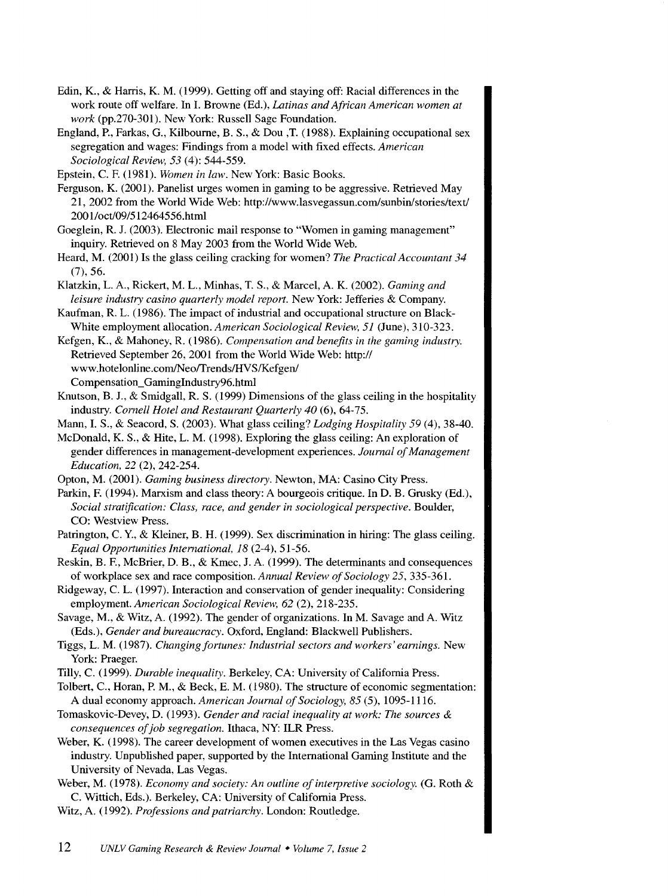Edin, K., & Harris, K. M. (1999). Getting off and staying off: Racial differences in the work route off welfare. In I. Browne (Ed.), *Latinas and African American women at work* (pp.270-301). New York: Russell Sage Foundation.

England, P., Farkas, G., Kilbourne, B. S., & Dou ,T. (1988). Explaining occupational sex segregation and wages: Findings from a model with fixed effects. *American Sociological Review, 53* (4): 544-559.

Epstein, C. F. (1981). *Women in law*. New York: Basic Books.

Ferguson, K. (2001). Panelist urges women in gaming to be aggressive. Retrieved May 21, 2002 from the World Wide Web: http://www.lasvegassun.com/sunbin/stories/text/2001/oct/09/512464556.html

Goeglein, R. J. (2003). Electronic mail response to "Women in gaming management" inquiry. Retrieved on 8 May 2003 from the World Wide Web.

Heard, M. (2001) Is the glass ceiling cracking for women? *The Practical Accountant 34* (7), 56.

Klatzkin, L. A., Rickert, M. L., Minhas, T. S., & Marcel, A. K. (2002). *Gaming and leisure industry casino quarterly model report*. New York: Jefferies & Company.

Kaufman, R. L. (1986). The impact of industrial and occupational structure on Black-White employment allocation. *American Sociological Review, 51* (June), 310-323.

Kefgen, K., & Mahoney, R. (1986). *Compensation and benefits in the gaming industry*. Retrieved September 26, 2001 from the World Wide Web: http://www.hotelonline.com/Neo/Trends/HVS/Kefgen/Compensation_GamingIndustry96.html

Knutson, B. J., & Smidgall, R. S. (1999) Dimensions of the glass ceiling in the hospitality industry. *Cornell Hotel and Restaurant Quarterly 40* (6), 64-75.

Mann, I. S., & Seacord, S. (2003). What glass ceiling? *Lodging Hospitality 59* (4), 38-40.

McDonald, K. S., & Hite, L. M. (1998). Exploring the glass ceiling: An exploration of gender differences in management-development experiences. *Journal of Management Education, 22* (2), 242-254.

Opton, M. (2001). *Gaming business directory*. Newton, MA: Casino City Press.

Parkin, F. (1994). Marxism and class theory: A bourgeois critique. In D. B. Grusky (Ed.), *Social stratification: Class, race, and gender in sociological perspective*. Boulder, CO: Westview Press.

Patrington, C. Y., & Kleiner, B. H. (1999). Sex discrimination in hiring: The glass ceiling. *Equal Opportunities International, 18* (2-4), 51-56.

Reskin, B. F., McBrier, D. B., & Kmec, J. A. (1999). The determinants and consequences of workplace sex and race composition. *Annual Review of Sociology 25*, 335-361.

Ridgeway, C. L. (1997). Interaction and conservation of gender inequality: Considering employment. *American Sociological Review, 62* (2), 218-235.

Savage, M., & Witz, A. (1992). The gender of organizations. In M. Savage and A. Witz (Eds.), *Gender and bureaucracy*. Oxford, England: Blackwell Publishers.

Tiggs, L. M. (1987). *Changing fortunes: Industrial sectors and workers' earnings*. New York: Praeger.

Tilly, C. (1999). *Durable inequality*. Berkeley, CA: University of California Press.

Tolbert, C., Horan, P. M., & Beck, E. M. (1980). The structure of economic segmentation: A dual economy approach. *American Journal of Sociology, 85* (5), 1095-1116.

Tomaskovic-Devey, D. (1993). *Gender and racial inequality at work: The sources & consequences of job segregation*. Ithaca, NY: ILR Press.

Weber, K. (1998). The career development of women executives in the Las Vegas casino industry. Unpublished paper, supported by the International Gaming Institute and the University of Nevada, Las Vegas.

Weber, M. (1978). *Economy and society: An outline of interpretive sociology*. (G. Roth & C. Wittich, Eds.). Berkeley, CA: University of California Press.

Witz, A. (1992). *Professions and patriarchy*. London: Routledge.